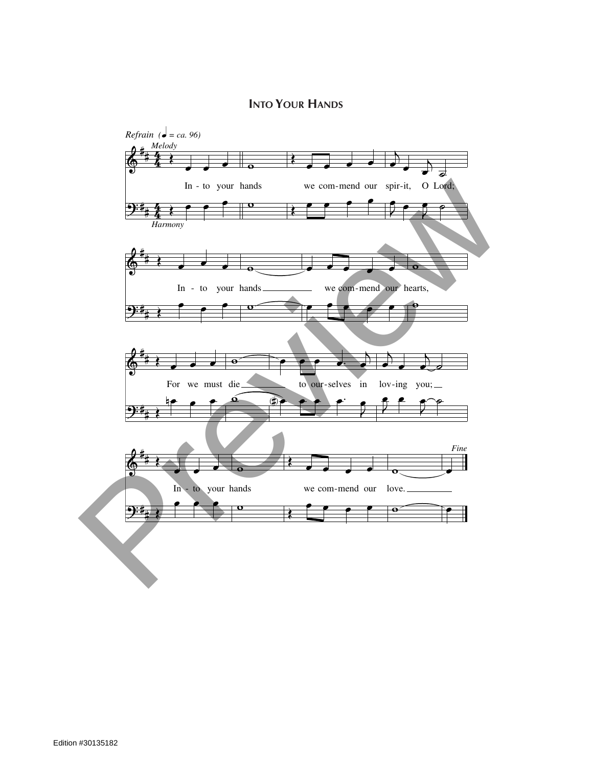# Into Your Hands

*Refrain* (♩ = ca. 96)

*Melody*

*Harmony*

In - to your hands we com-mend our spir-it, O Lord;

In - to your hands we com-mend our hearts,

For we must die to our-selves in lov-ing you;

In - to your hands we com-mend our love.

*Fine*

Edition #30135182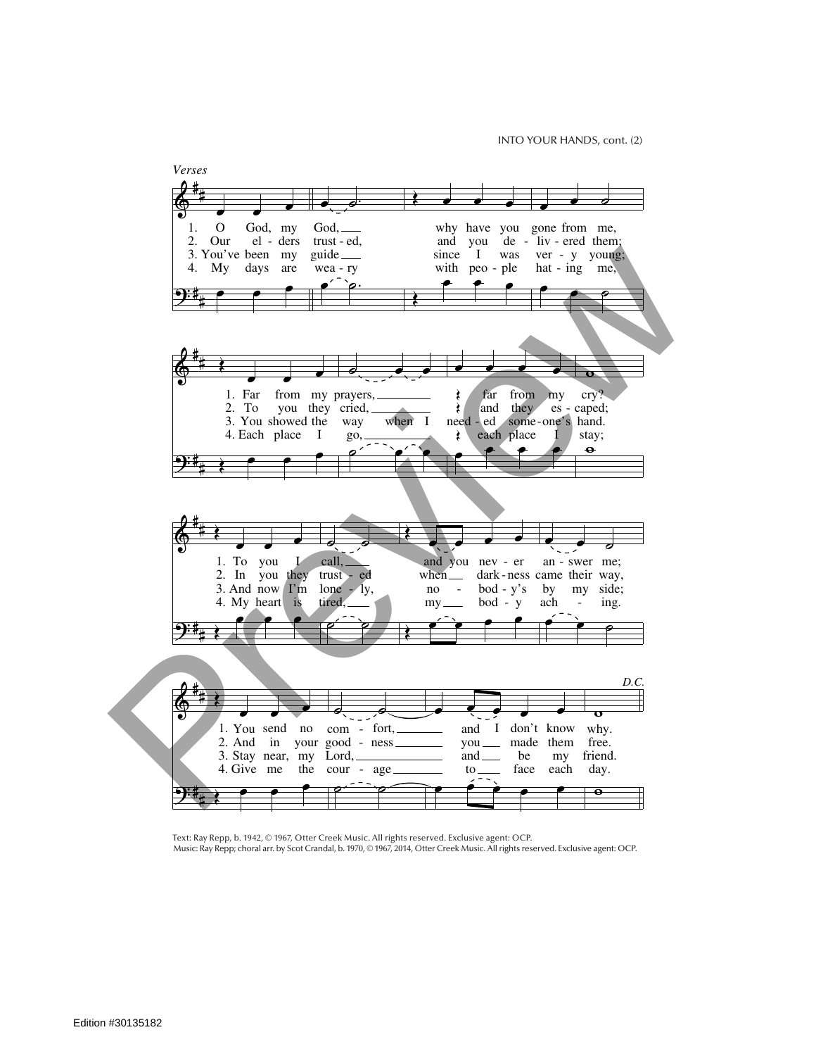*Verses*

1. O God, my God, why have you gone from me,
Far from my prayers, far from my cry?
To you I call, and you never answer me;
You send no comfort, and I don't know why.

2. Our elders trusted, and you delivered them;
To you they cried, and they escaped;
In you they trusted when darkness came their way,
And in your goodness you made them free.

3. You've been my guide since I was very young;
You showed the way when I needed someone's hand.
And now I'm lonely, nobody's by my side;
Stay near, my Lord, and be my friend.

4. My days are weary with people hating me,
Each place I go, each place I stay;
My heart is tired, my body aching.
Give me the courage to face each day.

*D.C.*

Text: Ray Repp, b. 1942, © 1967, Otter Creek Music. All rights reserved. Exclusive agent: OCP.
Music: Ray Repp; choral arr. by Scot Crandal, b. 1970, © 1967, 2014, Otter Creek Music. All rights reserved. Exclusive agent: OCP.

Edition #30135182